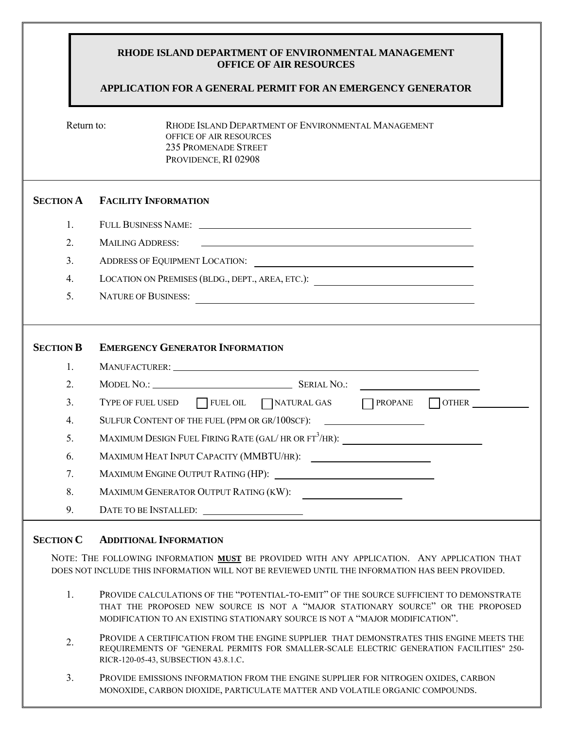**RHODE ISLAND DEPARTMENT OF ENVIRONMENTAL MANAGEMENT**
**OFFICE OF AIR RESOURCES**

**APPLICATION FOR A GENERAL PERMIT FOR AN EMERGENCY GENERATOR**

Return to: RHODE ISLAND DEPARTMENT OF ENVIRONMENTAL MANAGEMENT
OFFICE OF AIR RESOURCES
235 PROMENADE STREET
PROVIDENCE, RI 02908

## SECTION A FACILITY INFORMATION

1. FULL BUSINESS NAME: ______________________________
2. MAILING ADDRESS: ______________________________
3. ADDRESS OF EQUIPMENT LOCATION: ______________________________
4. LOCATION ON PREMISES (BLDG., DEPT., AREA, ETC.): ______________________________
5. NATURE OF BUSINESS: ______________________________

## SECTION B EMERGENCY GENERATOR INFORMATION

1. MANUFACTURER: ______________________________
2. MODEL NO.: ______________________ SERIAL NO.: ______________________
3. TYPE OF FUEL USED ☐ FUEL OIL ☐ NATURAL GAS ☐ PROPANE ☐ OTHER __________
4. SULFUR CONTENT OF THE FUEL (PPM OR GR/100SCF): ______________
5. MAXIMUM DESIGN FUEL FIRING RATE (GAL/ HR OR $FT^3$/HR): ______________
6. MAXIMUM HEAT INPUT CAPACITY (MMBTU/HR): ______________
7. MAXIMUM ENGINE OUTPUT RATING (HP): ______________
8. MAXIMUM GENERATOR OUTPUT RATING (KW): ______________
9. DATE TO BE INSTALLED: ______________

## SECTION C ADDITIONAL INFORMATION

NOTE: THE FOLLOWING INFORMATION **MUST** BE PROVIDED WITH ANY APPLICATION. ANY APPLICATION THAT DOES NOT INCLUDE THIS INFORMATION WILL NOT BE REVIEWED UNTIL THE INFORMATION HAS BEEN PROVIDED.

1. PROVIDE CALCULATIONS OF THE "POTENTIAL-TO-EMIT" OF THE SOURCE SUFFICIENT TO DEMONSTRATE THAT THE PROPOSED NEW SOURCE IS NOT A "MAJOR STATIONARY SOURCE" OR THE PROPOSED MODIFICATION TO AN EXISTING STATIONARY SOURCE IS NOT A "MAJOR MODIFICATION".
2. PROVIDE A CERTIFICATION FROM THE ENGINE SUPPLIER THAT DEMONSTRATES THIS ENGINE MEETS THE REQUIREMENTS OF "GENERAL PERMITS FOR SMALLER-SCALE ELECTRIC GENERATION FACILITIES" 250-RICR-120-05-43, SUBSECTION 43.8.1.C.
3. PROVIDE EMISSIONS INFORMATION FROM THE ENGINE SUPPLIER FOR NITROGEN OXIDES, CARBON MONOXIDE, CARBON DIOXIDE, PARTICULATE MATTER AND VOLATILE ORGANIC COMPOUNDS.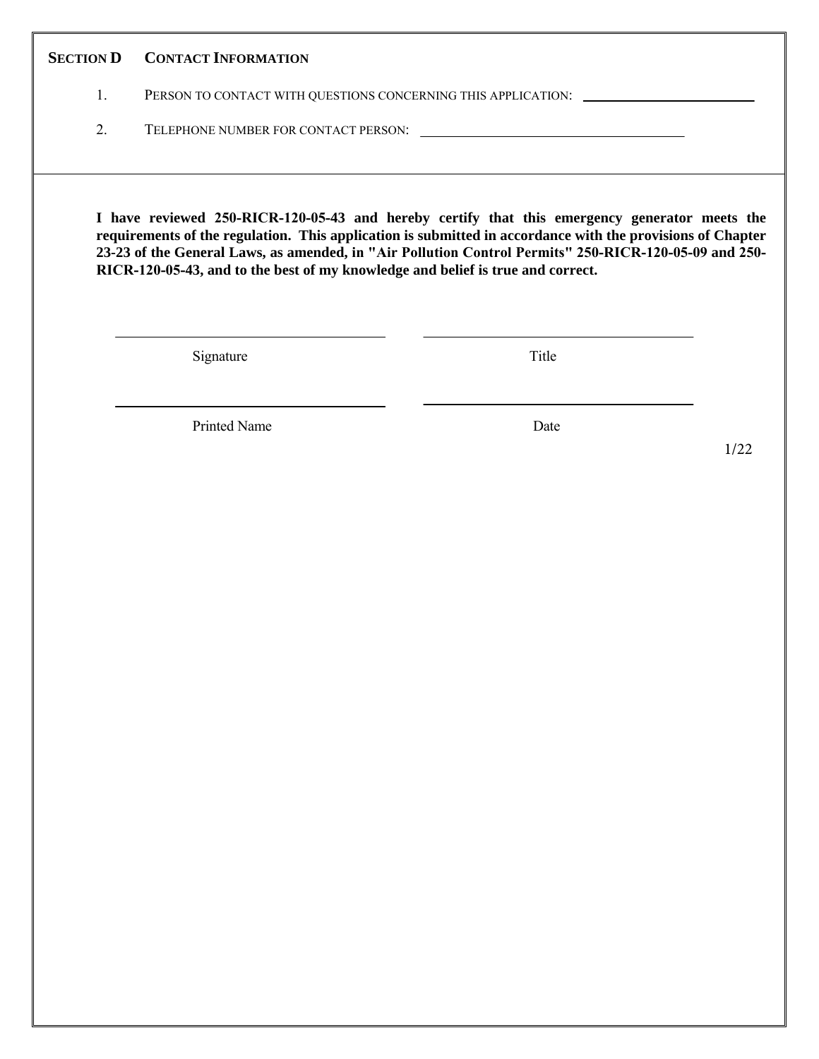## SECTION D CONTACT INFORMATION

1. PERSON TO CONTACT WITH QUESTIONS CONCERNING THIS APPLICATION: ________________________

2. TELEPHONE NUMBER FOR CONTACT PERSON: ________________________________________

**I have reviewed 250-RICR-120-05-43 and hereby certify that this emergency generator meets the requirements of the regulation. This application is submitted in accordance with the provisions of Chapter 23-23 of the General Laws, as amended, in "Air Pollution Control Permits" 250-RICR-120-05-09 and 250-RICR-120-05-43, and to the best of my knowledge and belief is true and correct.**

| | |
|---|---|
| ________________________________ | ________________________________ |
| Signature | Title |
| ________________________________ | ________________________________ |
| Printed Name | Date |

1/22